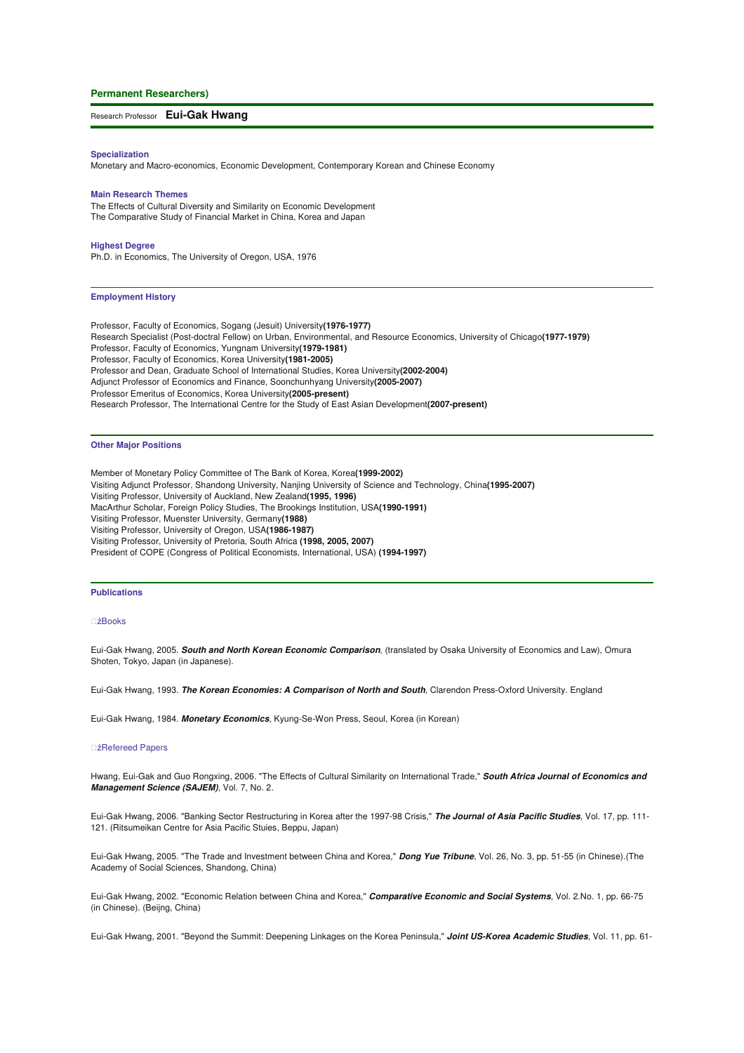**Permanent Researchers)**

Research Professor **Eui-Gak Hwang**

### Specialization

Monetary and Macro-economics, Economic Development, Contemporary Korean and Chinese Economy

### Main Research Themes

The Effects of Cultural Diversity and Similarity on Economic Development
The Comparative Study of Financial Market in China, Korea and Japan

### Highest Degree

Ph.D. in Economics, The University of Oregon, USA, 1976

### Employment History

Professor, Faculty of Economics, Sogang (Jesuit) University**(1976-1977)**
Research Specialist (Post-doctral Fellow) on Urban, Environmental, and Resource Economics, University of Chicago**(1977-1979)**
Professor, Faculty of Economics, Yungnam University**(1979-1981)**
Professor, Faculty of Economics, Korea University**(1981-2005)**
Professor and Dean, Graduate School of International Studies, Korea University**(2002-2004)**
Adjunct Professor of Economics and Finance, Soonchunhyang University**(2005-2007)**
Professor Emeritus of Economics, Korea University**(2005-present)**
Research Professor, The International Centre for the Study of East Asian Development**(2007-present)**

### Other Major Positions

Member of Monetary Policy Committee of The Bank of Korea, Korea**(1999-2002)**
Visiting Adjunct Professor, Shandong University, Nanjing University of Science and Technology, China**(1995-2007)**
Visiting Professor, University of Auckland, New Zealand**(1995, 1996)**
MacArthur Scholar, Foreign Policy Studies, The Brookings Institution, USA**(1990-1991)**
Visiting Professor, Muenster University, Germany**(1988)**
Visiting Professor, University of Oregon, USA**(1986-1987)**
Visiting Professor, University of Pretoria, South Africa **(1998, 2005, 2007)**
President of COPE (Congress of Political Economists, International, USA) **(1994-1997)**

### Publications

□ź Books

Eui-Gak Hwang, 2005. ***South and North Korean Economic Comparison***, (translated by Osaka University of Economics and Law), Omura Shoten, Tokyo, Japan (in Japanese).

Eui-Gak Hwang, 1993. ***The Korean Economies: A Comparison of North and South***, Clarendon Press-Oxford University. England

Eui-Gak Hwang, 1984. ***Monetary Economics***, Kyung-Se-Won Press, Seoul, Korea (in Korean)

□ź Refereed Papers

Hwang, Eui-Gak and Guo Rongxing, 2006. "The Effects of Cultural Similarity on International Trade," ***South Africa Journal of Economics and Management Science (SAJEM)***, Vol. 7, No. 2.

Eui-Gak Hwang, 2006. "Banking Sector Restructuring in Korea after the 1997-98 Crisis," ***The Journal of Asia Pacific Studies***, Vol. 17, pp. 111-121. (Ritsumeikan Centre for Asia Pacific Stuies, Beppu, Japan)

Eui-Gak Hwang, 2005. "The Trade and Investment between China and Korea," ***Dong Yue Tribune***, Vol. 26, No. 3, pp. 51-55 (in Chinese).(The Academy of Social Sciences, Shandong, China)

Eui-Gak Hwang, 2002. "Economic Relation between China and Korea," ***Comparative Economic and Social Systems***, Vol. 2.No. 1, pp. 66-75 (in Chinese). (Beijng, China)

Eui-Gak Hwang, 2001. "Beyond the Summit: Deepening Linkages on the Korea Peninsula," ***Joint US-Korea Academic Studies***, Vol. 11, pp. 61-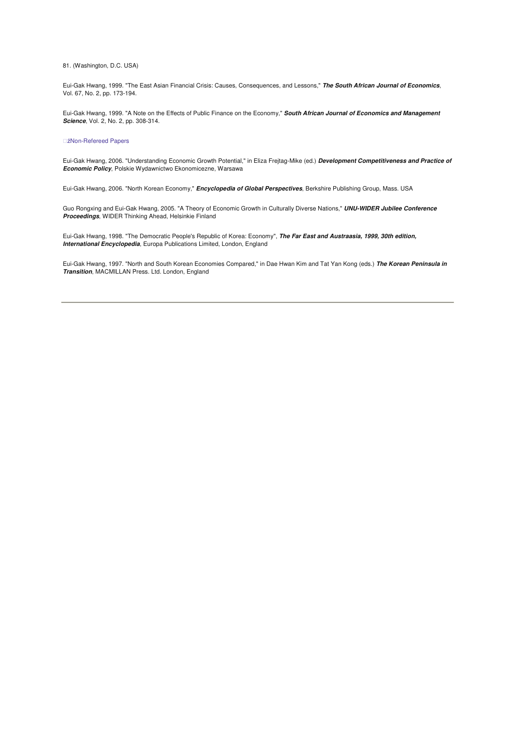81. (Washington, D.C. USA)

Eui-Gak Hwang, 1999. "The East Asian Financial Crisis: Causes, Consequences, and Lessons," ***The South African Journal of Economics***, Vol. 67, No. 2, pp. 173-194.

Eui-Gak Hwang, 1999. "A Note on the Effects of Public Finance on the Economy," ***South African Journal of Economics and Management Science***, Vol. 2, No. 2, pp. 308-314.

□źNon-Refereed Papers

Eui-Gak Hwang, 2006. "Understanding Economic Growth Potential," in Eliza Frejtag-Mike (ed.) ***Development Competitiveness and Practice of Economic Policy***, Polskie Wydawnictwo Ekonomicezne, Warsawa

Eui-Gak Hwang, 2006. "North Korean Economy," ***Encyclopedia of Global Perspectives***, Berkshire Publishing Group, Mass. USA

Guo Rongxing and Eui-Gak Hwang, 2005. "A Theory of Economic Growth in Culturally Diverse Nations," ***UNU-WIDER Jubilee Conference Proceedings***, WIDER Thinking Ahead, Helsinkie Finland

Eui-Gak Hwang, 1998. "The Democratic People's Republic of Korea: Economy", ***The Far East and Austraasia, 1999, 30th edition, International Encyclopedia***, Europa Publications Limited, London, England

Eui-Gak Hwang, 1997. "North and South Korean Economies Compared," in Dae Hwan Kim and Tat Yan Kong (eds.) ***The Korean Peninsula in Transition***, MACMILLAN Press. Ltd. London, England

---